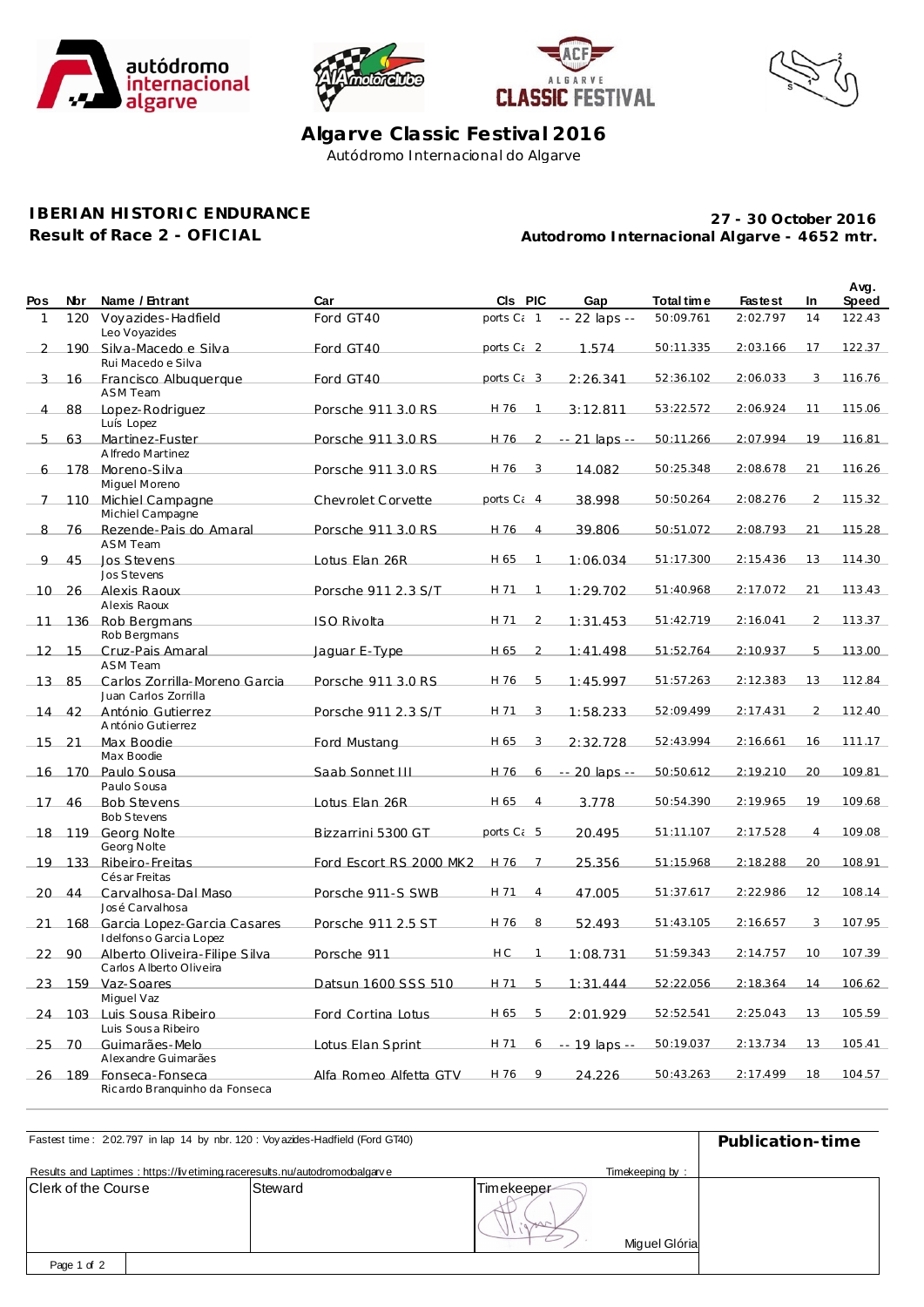# Algarve Classic Festival 2016

Autódromo Internacional do Algarve

## IBERIAN HISTORIC ENDURANCE

**Result of Race 2 - OFICIAL**

**27 - 30 October 2016**

**Autodromo Internacional Algarve - 4652 mtr.**

| Pos | Nbr | Name / Entrant | Car | Cls | PIC | Gap | Total time | Fastest | In | Avg. Speed |
|---|---|---|---|---|---|---|---|---|---|---|
| 1 | 120 | Voyazides-Hadfield<br>Leo Voyazides | Ford GT40 | ports Cε | 1 | -- 22 laps -- | 50:09.761 | 2:02.797 | 14 | 122.43 |
| 2 | 190 | Silva-Macedo e Silva<br>Rui Macedo e Silva | Ford GT40 | ports Cε | 2 | 1.574 | 50:11.335 | 2:03.166 | 17 | 122.37 |
| 3 | 16 | Francisco Albuquerque<br>ASM Team | Ford GT40 | ports Cε | 3 | 2:26.341 | 52:36.102 | 2:06.033 | 3 | 116.76 |
| 4 | 88 | Lopez-Rodriguez<br>Luís Lopez | Porsche 911 3.0 RS | H 76 | 1 | 3:12.811 | 53:22.572 | 2:06.924 | 11 | 115.06 |
| 5 | 63 | Martinez-Fuster<br>Alfredo Martinez | Porsche 911 3.0 RS | H 76 | 2 | -- 21 laps -- | 50:11.266 | 2:07.994 | 19 | 116.81 |
| 6 | 178 | Moreno-Silva<br>Miguel Moreno | Porsche 911 3.0 RS | H 76 | 3 | 14.082 | 50:25.348 | 2:08.678 | 21 | 116.26 |
| 7 | 110 | Michiel Campagne<br>Michiel Campagne | Chevrolet Corvette | ports Cε | 4 | 38.998 | 50:50.264 | 2:08.276 | 2 | 115.32 |
| 8 | 76 | Rezende-Pais do Amaral<br>ASM Team | Porsche 911 3.0 RS | H 76 | 4 | 39.806 | 50:51.072 | 2:08.793 | 21 | 115.28 |
| 9 | 45 | Jos Stevens<br>Jos Stevens | Lotus Elan 26R | H 65 | 1 | 1:06.034 | 51:17.300 | 2:15.436 | 13 | 114.30 |
| 10 | 26 | Alexis Raoux<br>Alexis Raoux | Porsche 911 2.3 S/T | H 71 | 1 | 1:29.702 | 51:40.968 | 2:17.072 | 21 | 113.43 |
| 11 | 136 | Rob Bergmans<br>Rob Bergmans | ISO Rivolta | H 71 | 2 | 1:31.453 | 51:42.719 | 2:16.041 | 2 | 113.37 |
| 12 | 15 | Cruz-Pais Amaral<br>ASM Team | Jaguar E-Type | H 65 | 2 | 1:41.498 | 51:52.764 | 2:10.937 | 5 | 113.00 |
| 13 | 85 | Carlos Zorrilla-Moreno Garcia<br>Juan Carlos Zorrilla | Porsche 911 3.0 RS | H 76 | 5 | 1:45.997 | 51:57.263 | 2:12.383 | 13 | 112.84 |
| 14 | 42 | António Gutierrez<br>António Gutierrez | Porsche 911 2.3 S/T | H 71 | 3 | 1:58.233 | 52:09.499 | 2:17.431 | 2 | 112.40 |
| 15 | 21 | Max Boodie<br>Max Boodie | Ford Mustang | H 65 | 3 | 2:32.728 | 52:43.994 | 2:16.661 | 16 | 111.17 |
| 16 | 170 | Paulo Sousa<br>Paulo Sousa | Saab Sonnet III | H 76 | 6 | -- 20 laps -- | 50:50.612 | 2:19.210 | 20 | 109.81 |
| 17 | 46 | Bob Stevens<br>Bob Stevens | Lotus Elan 26R | H 65 | 4 | 3.778 | 50:54.390 | 2:19.965 | 19 | 109.68 |
| 18 | 119 | Georg Nolte<br>Georg Nolte | Bizzarrini 5300 GT | ports Cε | 5 | 20.495 | 51:11.107 | 2:17.528 | 4 | 109.08 |
| 19 | 133 | Ribeiro-Freitas<br>César Freitas | Ford Escort RS 2000 MK2 | H 76 | 7 | 25.356 | 51:15.968 | 2:18.288 | 20 | 108.91 |
| 20 | 44 | Carvalhosa-Dal Maso<br>José Carvalhosa | Porsche 911-S SWB | H 71 | 4 | 47.005 | 51:37.617 | 2:22.986 | 12 | 108.14 |
| 21 | 168 | Garcia Lopez-Garcia Casares<br>Idelfonso Garcia Lopez | Porsche 911 2.5 ST | H 76 | 8 | 52.493 | 51:43.105 | 2:16.657 | 3 | 107.95 |
| 22 | 90 | Alberto Oliveira-Filipe Silva<br>Carlos Alberto Oliveira | Porsche 911 | H C | 1 | 1:08.731 | 51:59.343 | 2:14.757 | 10 | 107.39 |
| 23 | 159 | Vaz-Soares<br>Miguel Vaz | Datsun 1600 SSS 510 | H 71 | 5 | 1:31.444 | 52:22.056 | 2:18.364 | 14 | 106.62 |
| 24 | 103 | Luis Sousa Ribeiro<br>Luis Sousa Ribeiro | Ford Cortina Lotus | H 65 | 5 | 2:01.929 | 52:52.541 | 2:25.043 | 13 | 105.59 |
| 25 | 70 | Guimarães-Melo<br>Alexandre Guimarães | Lotus Elan Sprint | H 71 | 6 | -- 19 laps -- | 50:19.037 | 2:13.734 | 13 | 105.41 |
| 26 | 189 | Fonseca-Fonseca<br>Ricardo Branquinho da Fonseca | Alfa Romeo Alfetta GTV | H 76 | 9 | 24.226 | 50:43.263 | 2:17.499 | 18 | 104.57 |

Fastest time : 2:02.797 in lap 14 by nbr. 120 : Voyazides-Hadfield (Ford GT40)

Results and Laptimes : https://livetiming.raceresults.nu/autodromodoalgarve

Timekeeping by :

**Publication-time**

| Clerk of the Course | Steward | Timekeeper |
|---|---|---|
| | | Miguel Glória |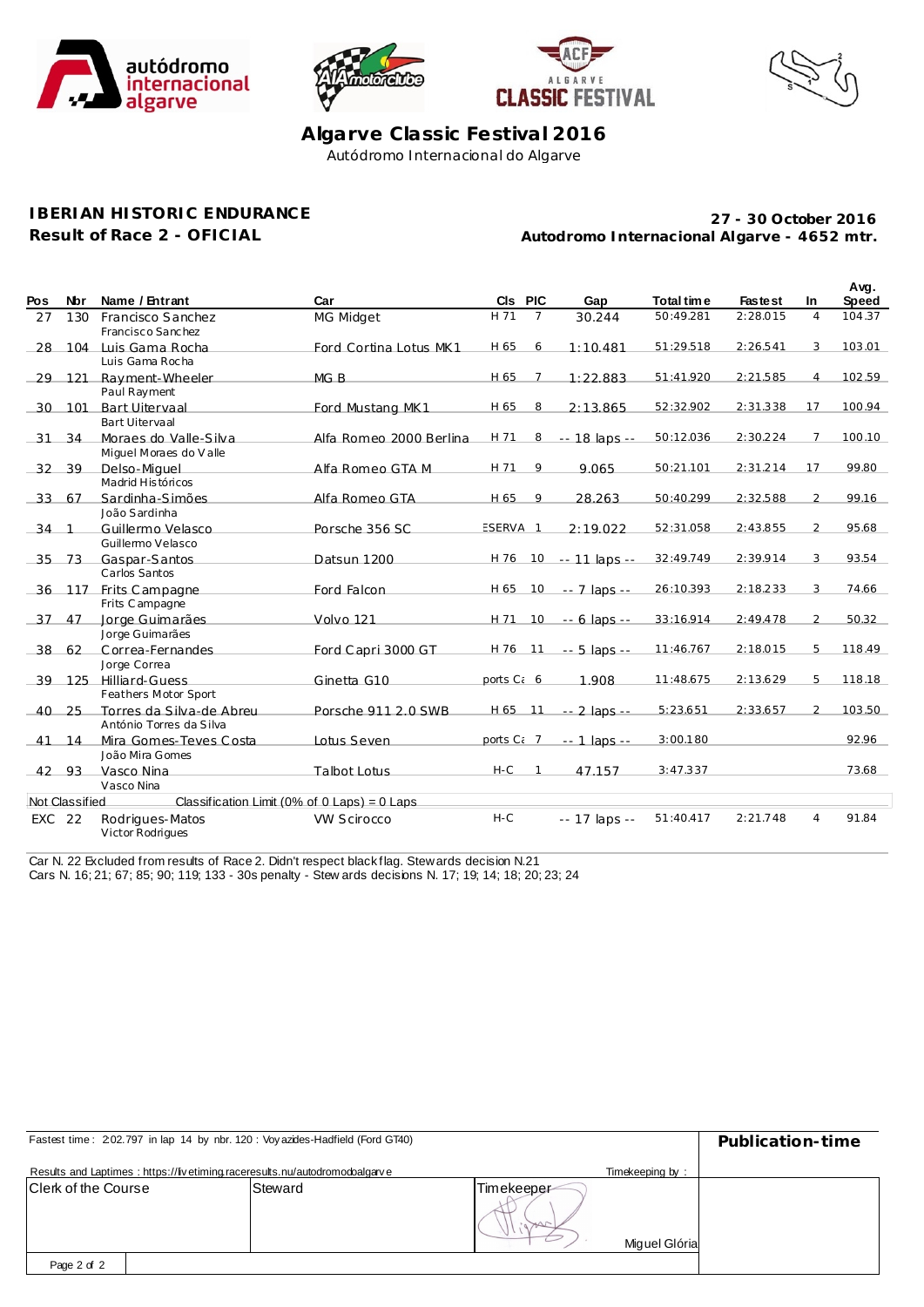# Algarve Classic Festival 2016

Autódromo Internacional do Algarve

## IBERIAN HISTORIC ENDURANCE

**Result of Race 2 - OFICIAL**

**27 - 30 October 2016**

**Autodromo Internacional Algarve - 4652 mtr.**

| Pos | Nbr | Name / Entrant | Car | Cls | PIC | Gap | Total time | Fastest | In | Avg. Speed |
|---|---|---|---|---|---|---|---|---|---|---|
| 27 | 130 | Francisco Sanchez<br>Francisco Sanchez | MG Midget | H 71 | 7 | 30.244 | 50:49.281 | 2:28.015 | 4 | 104.37 |
| 28 | 104 | Luis Gama Rocha<br>Luis Gama Rocha | Ford Cortina Lotus MK1 | H 65 | 6 | 1:10.481 | 51:29.518 | 2:26.541 | 3 | 103.01 |
| 29 | 121 | Rayment-Wheeler<br>Paul Rayment | MG B | H 65 | 7 | 1:22.883 | 51:41.920 | 2:21.585 | 4 | 102.59 |
| 30 | 101 | Bart Uitervaal<br>Bart Uitervaal | Ford Mustang MK1 | H 65 | 8 | 2:13.865 | 52:32.902 | 2:31.338 | 17 | 100.94 |
| 31 | 34 | Moraes do Valle-Silva<br>Miguel Moraes do Valle | Alfa Romeo 2000 Berlina | H 71 | 8 | -- 18 laps -- | 50:12.036 | 2:30.224 | 7 | 100.10 |
| 32 | 39 | Delso-Miguel<br>Madrid Históricos | Alfa Romeo GTA M | H 71 | 9 | 9.065 | 50:21.101 | 2:31.214 | 17 | 99.80 |
| 33 | 67 | Sardinha-Simões<br>João Sardinha | Alfa Romeo GTA | H 65 | 9 | 28.263 | 50:40.299 | 2:32.588 | 2 | 99.16 |
| 34 | 1 | Guillermo Velasco<br>Guillermo Velasco | Porsche 356 SC | ESERVA | 1 | 2:19.022 | 52:31.058 | 2:43.855 | 2 | 95.68 |
| 35 | 73 | Gaspar-Santos<br>Carlos Santos | Datsun 1200 | H 76 | 10 | -- 11 laps -- | 32:49.749 | 2:39.914 | 3 | 93.54 |
| 36 | 117 | Frits Campagne<br>Frits Campagne | Ford Falcon | H 65 | 10 | -- 7 laps -- | 26:10.393 | 2:18.233 | 3 | 74.66 |
| 37 | 47 | Jorge Guimarães<br>Jorge Guimarães | Volvo 121 | H 71 | 10 | -- 6 laps -- | 33:16.914 | 2:49.478 | 2 | 50.32 |
| 38 | 62 | Correa-Fernandes<br>Jorge Correa | Ford Capri 3000 GT | H 76 | 11 | -- 5 laps -- | 11:46.767 | 2:18.015 | 5 | 118.49 |
| 39 | 125 | Hilliard-Guess<br>Feathers Motor Sport | Ginetta G10 | ports Ca | 6 | 1.908 | 11:48.675 | 2:13.629 | 5 | 118.18 |
| 40 | 25 | Torres da Silva-de Abreu<br>António Torres da Silva | Porsche 911 2.0 SWB | H 65 | 11 | -- 2 laps -- | 5:23.651 | 2:33.657 | 2 | 103.50 |
| 41 | 14 | Mira Gomes-Teves Costa<br>João Mira Gomes | Lotus Seven | ports Ca | 7 | -- 1 laps -- | 3:00.180 | | | 92.96 |
| 42 | 93 | Vasco Nina<br>Vasco Nina | Talbot Lotus | H-C | 1 | 47.157 | 3:47.337 | | | 73.68 |
| Not Classified | | Classification Limit (0% of 0 Laps) = 0 Laps | | | | | | | | |
| EXC | 22 | Rodrigues-Matos<br>Victor Rodrigues | VW Scirocco | H-C | | -- 17 laps -- | 51:40.417 | 2:21.748 | 4 | 91.84 |

Car N. 22 Excluded from results of Race 2. Didn't respect black flag. Stewards decision N.21

Cars N. 16; 21; 67; 85; 90; 119; 133 - 30s penalty - Stewards decisions N. 17; 19; 14; 18; 20; 23; 24

Fastest time : 2:02.797 in lap 14 by nbr. 120 : Voyazides-Hadfield (Ford GT40)

Results and Laptimes : https://livetiming.raceresults.nu/autodromodoalgarve

Timekeeping by :

**Publication-time**

| Clerk of the Course | Steward | Timekeeper |
|---|---|---|
| | | Miguel Glória |